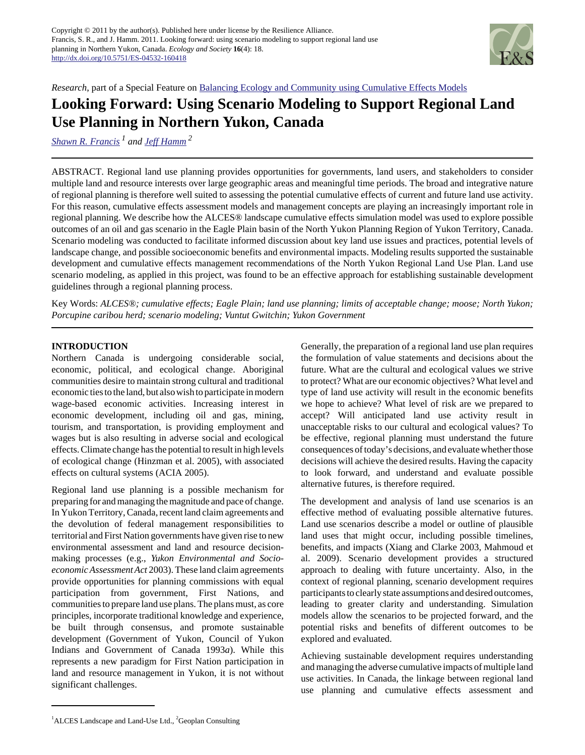Copyright © 2011 by the author(s). Published here under license by the Resilience Alliance.
Francis, S. R., and J. Hamm. 2011. Looking forward: using scenario modeling to support regional land use planning in Northern Yukon, Canada. *Ecology and Society* **16**(4): 18.
http://dx.doi.org/10.5751/ES-04532-160418

*Research*, part of a Special Feature on Balancing Ecology and Community using Cumulative Effects Models

# Looking Forward: Using Scenario Modeling to Support Regional Land Use Planning in Northern Yukon, Canada

*Shawn R. Francis*[1] *and Jeff Hamm*[2]

ABSTRACT. Regional land use planning provides opportunities for governments, land users, and stakeholders to consider multiple land and resource interests over large geographic areas and meaningful time periods. The broad and integrative nature of regional planning is therefore well suited to assessing the potential cumulative effects of current and future land use activity. For this reason, cumulative effects assessment models and management concepts are playing an increasingly important role in regional planning. We describe how the ALCES® landscape cumulative effects simulation model was used to explore possible outcomes of an oil and gas scenario in the Eagle Plain basin of the North Yukon Planning Region of Yukon Territory, Canada. Scenario modeling was conducted to facilitate informed discussion about key land use issues and practices, potential levels of landscape change, and possible socioeconomic benefits and environmental impacts. Modeling results supported the sustainable development and cumulative effects management recommendations of the North Yukon Regional Land Use Plan. Land use scenario modeling, as applied in this project, was found to be an effective approach for establishing sustainable development guidelines through a regional planning process.

Key Words: *ALCES®; cumulative effects; Eagle Plain; land use planning; limits of acceptable change; moose; North Yukon; Porcupine caribou herd; scenario modeling; Vuntut Gwitchin; Yukon Government*

## INTRODUCTION

Northern Canada is undergoing considerable social, economic, political, and ecological change. Aboriginal communities desire to maintain strong cultural and traditional economic ties to the land, but also wish to participate in modern wage-based economic activities. Increasing interest in economic development, including oil and gas, mining, tourism, and transportation, is providing employment and wages but is also resulting in adverse social and ecological effects. Climate change has the potential to result in high levels of ecological change (Hinzman et al. 2005), with associated effects on cultural systems (ACIA 2005).

Regional land use planning is a possible mechanism for preparing for and managing the magnitude and pace of change. In Yukon Territory, Canada, recent land claim agreements and the devolution of federal management responsibilities to territorial and First Nation governments have given rise to new environmental assessment and land and resource decision-making processes (e.g., *Yukon Environmental and Socio-economic Assessment Act* 2003). These land claim agreements provide opportunities for planning commissions with equal participation from government, First Nations, and communities to prepare land use plans. The plans must, as core principles, incorporate traditional knowledge and experience, be built through consensus, and promote sustainable development (Government of Yukon, Council of Yukon Indians and Government of Canada 1993*a*). While this represents a new paradigm for First Nation participation in land and resource management in Yukon, it is not without significant challenges.

Generally, the preparation of a regional land use plan requires the formulation of value statements and decisions about the future. What are the cultural and ecological values we strive to protect? What are our economic objectives? What level and type of land use activity will result in the economic benefits we hope to achieve? What level of risk are we prepared to accept? Will anticipated land use activity result in unacceptable risks to our cultural and ecological values? To be effective, regional planning must understand the future consequences of today's decisions, and evaluate whether those decisions will achieve the desired results. Having the capacity to look forward, and understand and evaluate possible alternative futures, is therefore required.

The development and analysis of land use scenarios is an effective method of evaluating possible alternative futures. Land use scenarios describe a model or outline of plausible land uses that might occur, including possible timelines, benefits, and impacts (Xiang and Clarke 2003, Mahmoud et al. 2009). Scenario development provides a structured approach to dealing with future uncertainty. Also, in the context of regional planning, scenario development requires participants to clearly state assumptions and desired outcomes, leading to greater clarity and understanding. Simulation models allow the scenarios to be projected forward, and the potential risks and benefits of different outcomes to be explored and evaluated.

Achieving sustainable development requires understanding and managing the adverse cumulative impacts of multiple land use activities. In Canada, the linkage between regional land use planning and cumulative effects assessment and

[1]ALCES Landscape and Land-Use Ltd., [2]Geoplan Consulting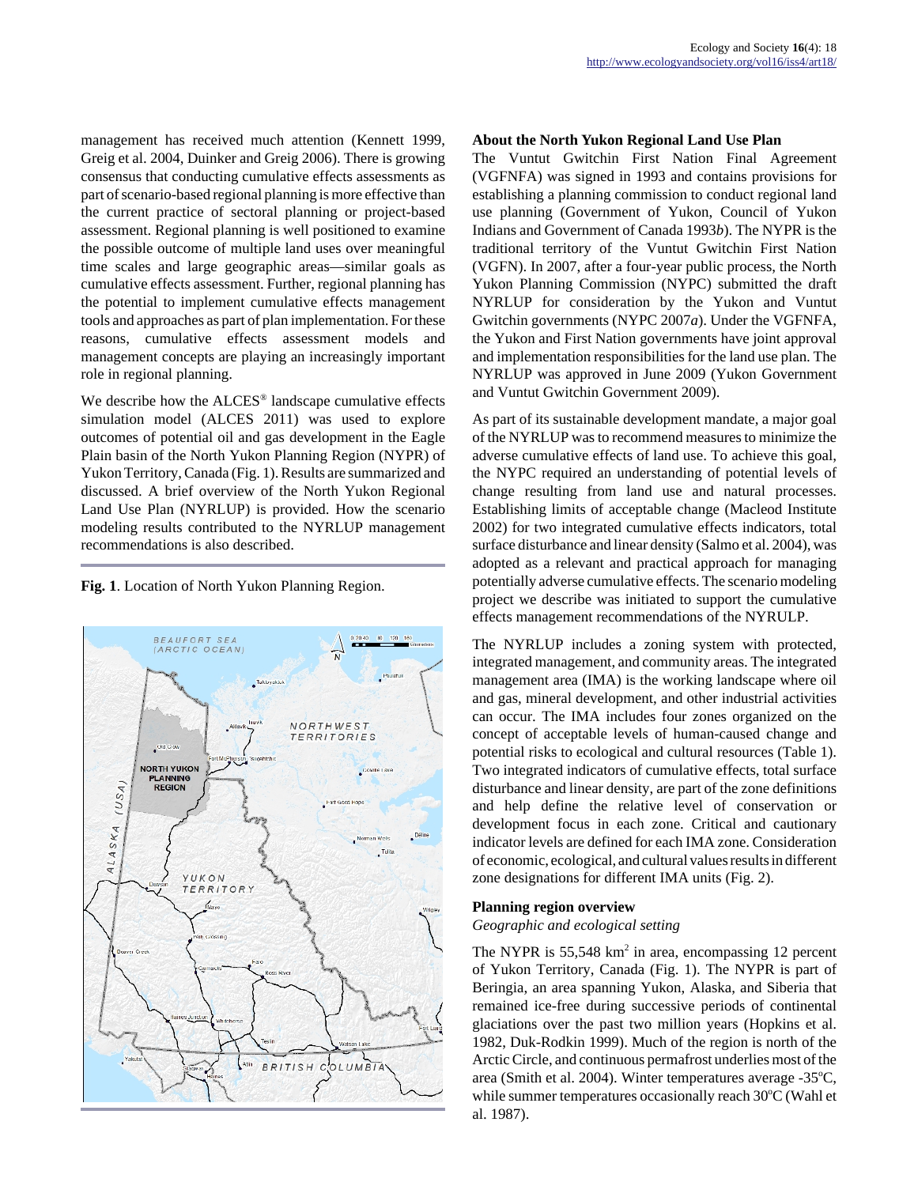management has received much attention (Kennett 1999, Greig et al. 2004, Duinker and Greig 2006). There is growing consensus that conducting cumulative effects assessments as part of scenario-based regional planning is more effective than the current practice of sectoral planning or project-based assessment. Regional planning is well positioned to examine the possible outcome of multiple land uses over meaningful time scales and large geographic areas—similar goals as cumulative effects assessment. Further, regional planning has the potential to implement cumulative effects management tools and approaches as part of plan implementation. For these reasons, cumulative effects assessment models and management concepts are playing an increasingly important role in regional planning.

We describe how the ALCES® landscape cumulative effects simulation model (ALCES 2011) was used to explore outcomes of potential oil and gas development in the Eagle Plain basin of the North Yukon Planning Region (NYPR) of Yukon Territory, Canada (Fig. 1). Results are summarized and discussed. A brief overview of the North Yukon Regional Land Use Plan (NYRLUP) is provided. How the scenario modeling results contributed to the NYRLUP management recommendations is also described.

**Fig. 1**. Location of North Yukon Planning Region.

### About the North Yukon Regional Land Use Plan

The Vuntut Gwitchin First Nation Final Agreement (VGFNFA) was signed in 1993 and contains provisions for establishing a planning commission to conduct regional land use planning (Government of Yukon, Council of Yukon Indians and Government of Canada 1993*b*). The NYPR is the traditional territory of the Vuntut Gwitchin First Nation (VGFN). In 2007, after a four-year public process, the North Yukon Planning Commission (NYPC) submitted the draft NYRLUP for consideration by the Yukon and Vuntut Gwitchin governments (NYPC 2007*a*). Under the VGFNFA, the Yukon and First Nation governments have joint approval and implementation responsibilities for the land use plan. The NYRLUP was approved in June 2009 (Yukon Government and Vuntut Gwitchin Government 2009).

As part of its sustainable development mandate, a major goal of the NYRLUP was to recommend measures to minimize the adverse cumulative effects of land use. To achieve this goal, the NYPC required an understanding of potential levels of change resulting from land use and natural processes. Establishing limits of acceptable change (Macleod Institute 2002) for two integrated cumulative effects indicators, total surface disturbance and linear density (Salmo et al. 2004), was adopted as a relevant and practical approach for managing potentially adverse cumulative effects. The scenario modeling project we describe was initiated to support the cumulative effects management recommendations of the NYRULP.

The NYRLUP includes a zoning system with protected, integrated management, and community areas. The integrated management area (IMA) is the working landscape where oil and gas, mineral development, and other industrial activities can occur. The IMA includes four zones organized on the concept of acceptable levels of human-caused change and potential risks to ecological and cultural resources (Table 1). Two integrated indicators of cumulative effects, total surface disturbance and linear density, are part of the zone definitions and help define the relative level of conservation or development focus in each zone. Critical and cautionary indicator levels are defined for each IMA zone. Consideration of economic, ecological, and cultural values results in different zone designations for different IMA units (Fig. 2).

### Planning region overview

*Geographic and ecological setting*

The NYPR is 55,548 km$^2$ in area, encompassing 12 percent of Yukon Territory, Canada (Fig. 1). The NYPR is part of Beringia, an area spanning Yukon, Alaska, and Siberia that remained ice-free during successive periods of continental glaciations over the past two million years (Hopkins et al. 1982, Duk-Rodkin 1999). Much of the region is north of the Arctic Circle, and continuous permafrost underlies most of the area (Smith et al. 2004). Winter temperatures average -35$^{o}$C, while summer temperatures occasionally reach 30$^{o}$C (Wahl et al. 1987).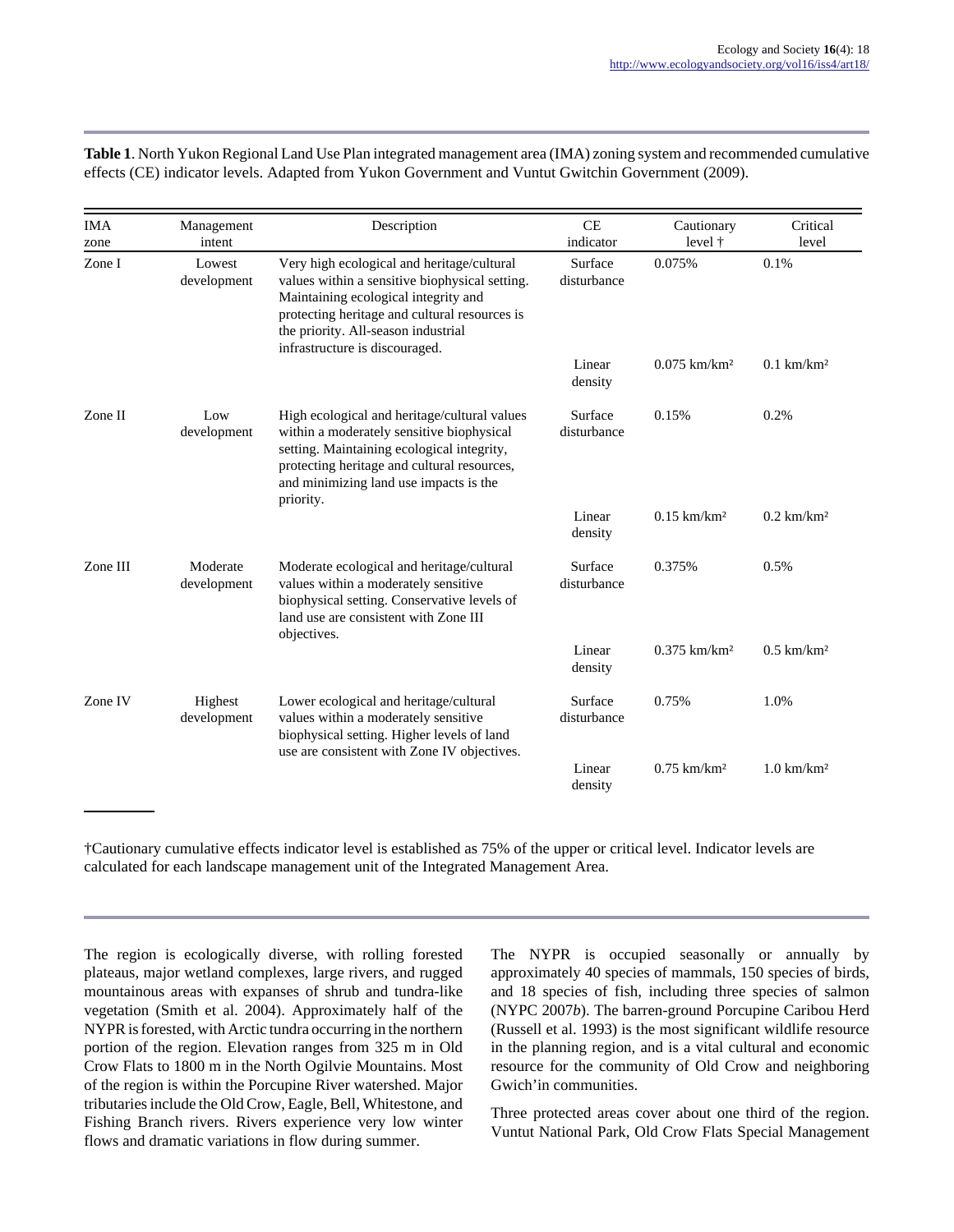**Table 1**. North Yukon Regional Land Use Plan integrated management area (IMA) zoning system and recommended cumulative effects (CE) indicator levels. Adapted from Yukon Government and Vuntut Gwitchin Government (2009).

| IMA zone | Management intent | Description | CE indicator | Cautionary level † | Critical level |
|---|---|---|---|---|---|
| Zone I | Lowest development | Very high ecological and heritage/cultural values within a sensitive biophysical setting. Maintaining ecological integrity and protecting heritage and cultural resources is the priority. All-season industrial infrastructure is discouraged. | Surface disturbance | 0.075% | 0.1% |
| | | | Linear density | 0.075 km/km² | 0.1 km/km² |
| Zone II | Low development | High ecological and heritage/cultural values within a moderately sensitive biophysical setting. Maintaining ecological integrity, protecting heritage and cultural resources, and minimizing land use impacts is the priority. | Surface disturbance | 0.15% | 0.2% |
| | | | Linear density | 0.15 km/km² | 0.2 km/km² |
| Zone III | Moderate development | Moderate ecological and heritage/cultural values within a moderately sensitive biophysical setting. Conservative levels of land use are consistent with Zone III objectives. | Surface disturbance | 0.375% | 0.5% |
| | | | Linear density | 0.375 km/km² | 0.5 km/km² |
| Zone IV | Highest development | Lower ecological and heritage/cultural values within a moderately sensitive biophysical setting. Higher levels of land use are consistent with Zone IV objectives. | Surface disturbance | 0.75% | 1.0% |
| | | | Linear density | 0.75 km/km² | 1.0 km/km² |

†Cautionary cumulative effects indicator level is established as 75% of the upper or critical level. Indicator levels are calculated for each landscape management unit of the Integrated Management Area.

The region is ecologically diverse, with rolling forested plateaus, major wetland complexes, large rivers, and rugged mountainous areas with expanses of shrub and tundra-like vegetation (Smith et al. 2004). Approximately half of the NYPR is forested, with Arctic tundra occurring in the northern portion of the region. Elevation ranges from 325 m in Old Crow Flats to 1800 m in the North Ogilvie Mountains. Most of the region is within the Porcupine River watershed. Major tributaries include the Old Crow, Eagle, Bell, Whitestone, and Fishing Branch rivers. Rivers experience very low winter flows and dramatic variations in flow during summer.

The NYPR is occupied seasonally or annually by approximately 40 species of mammals, 150 species of birds, and 18 species of fish, including three species of salmon (NYPC 2007*b*). The barren-ground Porcupine Caribou Herd (Russell et al. 1993) is the most significant wildlife resource in the planning region, and is a vital cultural and economic resource for the community of Old Crow and neighboring Gwich'in communities.

Three protected areas cover about one third of the region. Vuntut National Park, Old Crow Flats Special Management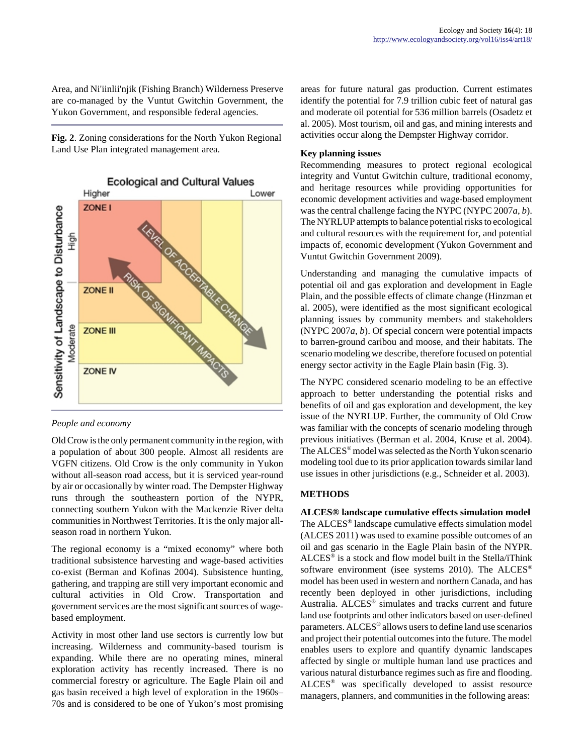Area, and Ni'iinlii'njik (Fishing Branch) Wilderness Preserve are co-managed by the Vuntut Gwitchin Government, the Yukon Government, and responsible federal agencies.

**Fig. 2**. Zoning considerations for the North Yukon Regional Land Use Plan integrated management area.

*People and economy*

Old Crow is the only permanent community in the region, with a population of about 300 people. Almost all residents are VGFN citizens. Old Crow is the only community in Yukon without all-season road access, but it is serviced year-round by air or occasionally by winter road. The Dempster Highway runs through the southeastern portion of the NYPR, connecting southern Yukon with the Mackenzie River delta communities in Northwest Territories. It is the only major all-season road in northern Yukon.

The regional economy is a "mixed economy" where both traditional subsistence harvesting and wage-based activities co-exist (Berman and Kofinas 2004). Subsistence hunting, gathering, and trapping are still very important economic and cultural activities in Old Crow. Transportation and government services are the most significant sources of wage-based employment.

Activity in most other land use sectors is currently low but increasing. Wilderness and community-based tourism is expanding. While there are no operating mines, mineral exploration activity has recently increased. There is no commercial forestry or agriculture. The Eagle Plain oil and gas basin received a high level of exploration in the 1960s–70s and is considered to be one of Yukon's most promising areas for future natural gas production. Current estimates identify the potential for 7.9 trillion cubic feet of natural gas and moderate oil potential for 536 million barrels (Osadetz et al. 2005). Most tourism, oil and gas, and mining interests and activities occur along the Dempster Highway corridor.

### Key planning issues

Recommending measures to protect regional ecological integrity and Vuntut Gwitchin culture, traditional economy, and heritage resources while providing opportunities for economic development activities and wage-based employment was the central challenge facing the NYPC (NYPC 2007*a*, *b*). The NYRLUP attempts to balance potential risks to ecological and cultural resources with the requirement for, and potential impacts of, economic development (Yukon Government and Vuntut Gwitchin Government 2009).

Understanding and managing the cumulative impacts of potential oil and gas exploration and development in Eagle Plain, and the possible effects of climate change (Hinzman et al. 2005), were identified as the most significant ecological planning issues by community members and stakeholders (NYPC 2007*a*, *b*). Of special concern were potential impacts to barren-ground caribou and moose, and their habitats. The scenario modeling we describe, therefore focused on potential energy sector activity in the Eagle Plain basin (Fig. 3).

The NYPC considered scenario modeling to be an effective approach to better understanding the potential risks and benefits of oil and gas exploration and development, the key issue of the NYRLUP. Further, the community of Old Crow was familiar with the concepts of scenario modeling through previous initiatives (Berman et al. 2004, Kruse et al. 2004). The ALCES® model was selected as the North Yukon scenario modeling tool due to its prior application towards similar land use issues in other jurisdictions (e.g., Schneider et al. 2003).

## METHODS

### ALCES® landscape cumulative effects simulation model

The ALCES® landscape cumulative effects simulation model (ALCES 2011) was used to examine possible outcomes of an oil and gas scenario in the Eagle Plain basin of the NYPR. ALCES® is a stock and flow model built in the Stella/iThink software environment (isee systems 2010). The ALCES® model has been used in western and northern Canada, and has recently been deployed in other jurisdictions, including Australia. ALCES® simulates and tracks current and future land use footprints and other indicators based on user-defined parameters. ALCES® allows users to define land use scenarios and project their potential outcomes into the future. The model enables users to explore and quantify dynamic landscapes affected by single or multiple human land use practices and various natural disturbance regimes such as fire and flooding. ALCES® was specifically developed to assist resource managers, planners, and communities in the following areas: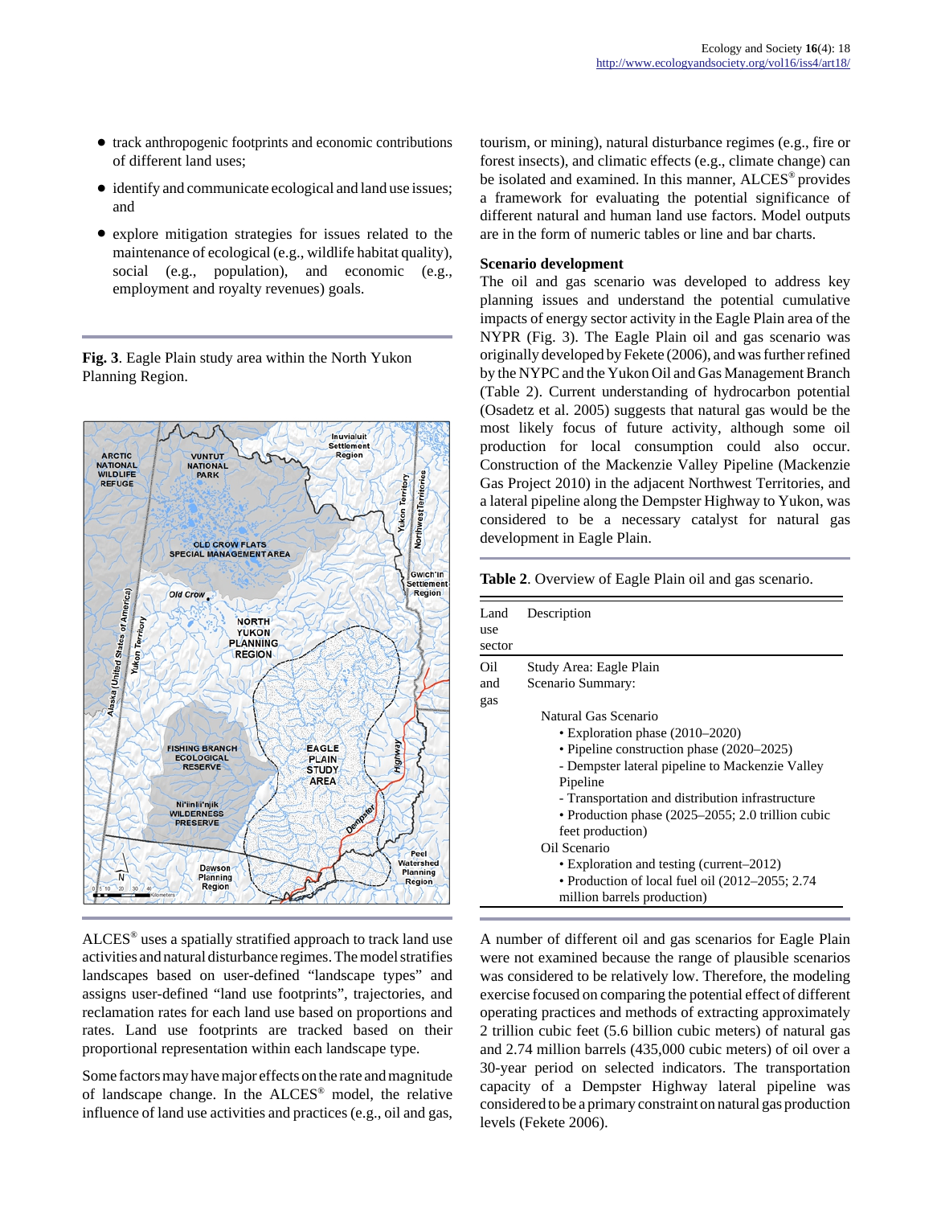- track anthropogenic footprints and economic contributions of different land uses;
- identify and communicate ecological and land use issues; and
- explore mitigation strategies for issues related to the maintenance of ecological (e.g., wildlife habitat quality), social (e.g., population), and economic (e.g., employment and royalty revenues) goals.

**Fig. 3**. Eagle Plain study area within the North Yukon Planning Region.

ALCES® uses a spatially stratified approach to track land use activities and natural disturbance regimes. The model stratifies landscapes based on user-defined "landscape types" and assigns user-defined "land use footprints", trajectories, and reclamation rates for each land use based on proportions and rates. Land use footprints are tracked based on their proportional representation within each landscape type.

Some factors may have major effects on the rate and magnitude of landscape change. In the ALCES® model, the relative influence of land use activities and practices (e.g., oil and gas, tourism, or mining), natural disturbance regimes (e.g., fire or forest insects), and climatic effects (e.g., climate change) can be isolated and examined. In this manner, ALCES® provides a framework for evaluating the potential significance of different natural and human land use factors. Model outputs are in the form of numeric tables or line and bar charts.

### Scenario development

The oil and gas scenario was developed to address key planning issues and understand the potential cumulative impacts of energy sector activity in the Eagle Plain area of the NYPR (Fig. 3). The Eagle Plain oil and gas scenario was originally developed by Fekete (2006), and was further refined by the NYPC and the Yukon Oil and Gas Management Branch (Table 2). Current understanding of hydrocarbon potential (Osadetz et al. 2005) suggests that natural gas would be the most likely focus of future activity, although some oil production for local consumption could also occur. Construction of the Mackenzie Valley Pipeline (Mackenzie Gas Project 2010) in the adjacent Northwest Territories, and a lateral pipeline along the Dempster Highway to Yukon, was considered to be a necessary catalyst for natural gas development in Eagle Plain.

**Table 2**. Overview of Eagle Plain oil and gas scenario.

| Land use sector | Description |
|---|---|
| Oil and gas | Study Area: Eagle Plain<br>Scenario Summary:<br>Natural Gas Scenario<br>• Exploration phase (2010–2020)<br>• Pipeline construction phase (2020–2025)<br>- Dempster lateral pipeline to Mackenzie Valley Pipeline<br>- Transportation and distribution infrastructure<br>• Production phase (2025–2055; 2.0 trillion cubic feet production)<br>Oil Scenario<br>• Exploration and testing (current–2012)<br>• Production of local fuel oil (2012–2055; 2.74 million barrels production) |

A number of different oil and gas scenarios for Eagle Plain were not examined because the range of plausible scenarios was considered to be relatively low. Therefore, the modeling exercise focused on comparing the potential effect of different operating practices and methods of extracting approximately 2 trillion cubic feet (5.6 billion cubic meters) of natural gas and 2.74 million barrels (435,000 cubic meters) of oil over a 30-year period on selected indicators. The transportation capacity of a Dempster Highway lateral pipeline was considered to be a primary constraint on natural gas production levels (Fekete 2006).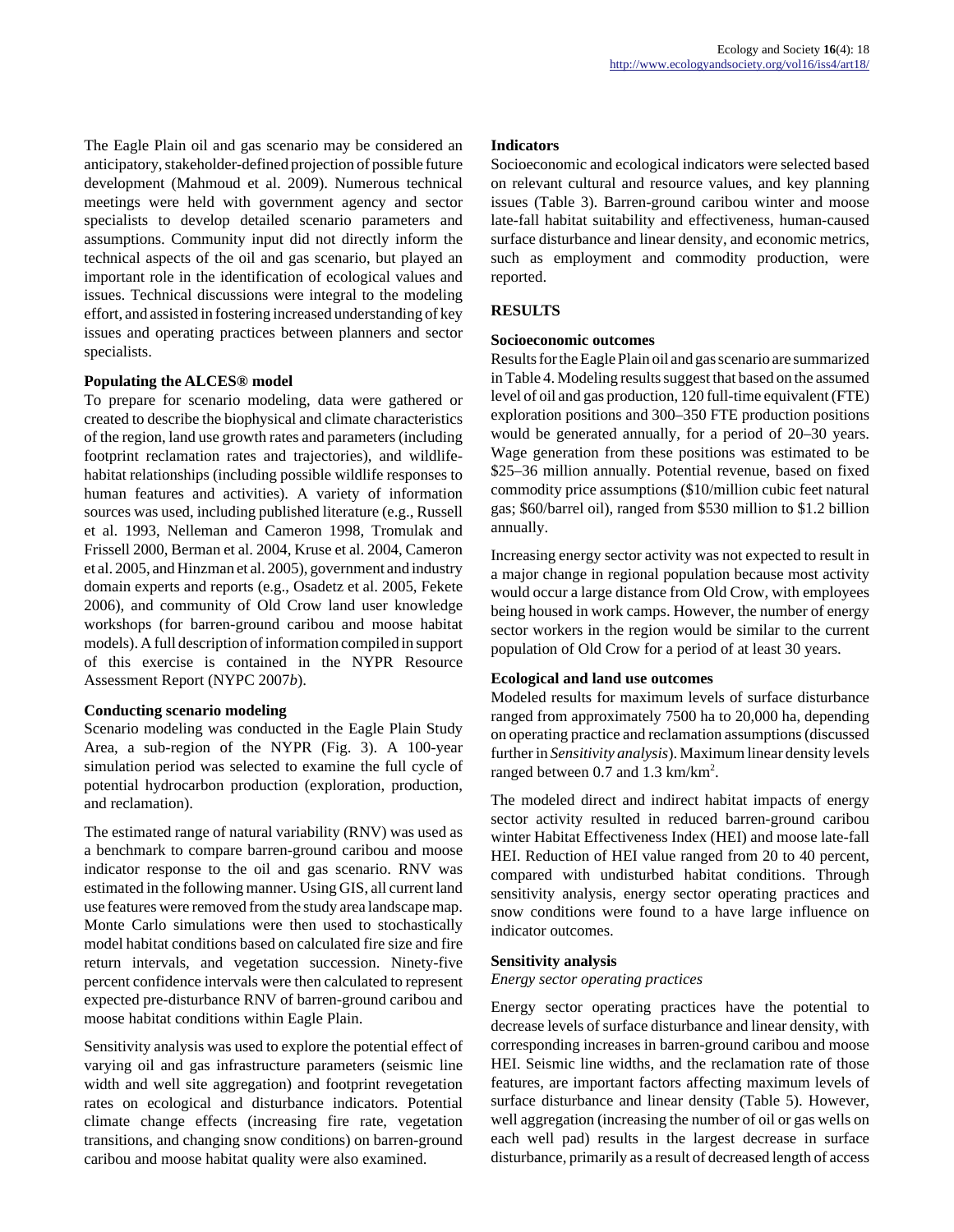The Eagle Plain oil and gas scenario may be considered an anticipatory, stakeholder-defined projection of possible future development (Mahmoud et al. 2009). Numerous technical meetings were held with government agency and sector specialists to develop detailed scenario parameters and assumptions. Community input did not directly inform the technical aspects of the oil and gas scenario, but played an important role in the identification of ecological values and issues. Technical discussions were integral to the modeling effort, and assisted in fostering increased understanding of key issues and operating practices between planners and sector specialists.

### Populating the ALCES® model

To prepare for scenario modeling, data were gathered or created to describe the biophysical and climate characteristics of the region, land use growth rates and parameters (including footprint reclamation rates and trajectories), and wildlife-habitat relationships (including possible wildlife responses to human features and activities). A variety of information sources was used, including published literature (e.g., Russell et al. 1993, Nelleman and Cameron 1998, Tromulak and Frissell 2000, Berman et al. 2004, Kruse et al. 2004, Cameron et al. 2005, and Hinzman et al. 2005), government and industry domain experts and reports (e.g., Osadetz et al. 2005, Fekete 2006), and community of Old Crow land user knowledge workshops (for barren-ground caribou and moose habitat models). A full description of information compiled in support of this exercise is contained in the NYPR Resource Assessment Report (NYPC 2007*b*).

### Conducting scenario modeling

Scenario modeling was conducted in the Eagle Plain Study Area, a sub-region of the NYPR (Fig. 3). A 100-year simulation period was selected to examine the full cycle of potential hydrocarbon production (exploration, production, and reclamation).

The estimated range of natural variability (RNV) was used as a benchmark to compare barren-ground caribou and moose indicator response to the oil and gas scenario. RNV was estimated in the following manner. Using GIS, all current land use features were removed from the study area landscape map. Monte Carlo simulations were then used to stochastically model habitat conditions based on calculated fire size and fire return intervals, and vegetation succession. Ninety-five percent confidence intervals were then calculated to represent expected pre-disturbance RNV of barren-ground caribou and moose habitat conditions within Eagle Plain.

Sensitivity analysis was used to explore the potential effect of varying oil and gas infrastructure parameters (seismic line width and well site aggregation) and footprint revegetation rates on ecological and disturbance indicators. Potential climate change effects (increasing fire rate, vegetation transitions, and changing snow conditions) on barren-ground caribou and moose habitat quality were also examined.

### Indicators

Socioeconomic and ecological indicators were selected based on relevant cultural and resource values, and key planning issues (Table 3). Barren-ground caribou winter and moose late-fall habitat suitability and effectiveness, human-caused surface disturbance and linear density, and economic metrics, such as employment and commodity production, were reported.

## RESULTS

### Socioeconomic outcomes

Results for the Eagle Plain oil and gas scenario are summarized in Table 4. Modeling results suggest that based on the assumed level of oil and gas production, 120 full-time equivalent (FTE) exploration positions and 300–350 FTE production positions would be generated annually, for a period of 20–30 years. Wage generation from these positions was estimated to be \$25–36 million annually. Potential revenue, based on fixed commodity price assumptions (\$10/million cubic feet natural gas; \$60/barrel oil), ranged from \$530 million to \$1.2 billion annually.

Increasing energy sector activity was not expected to result in a major change in regional population because most activity would occur a large distance from Old Crow, with employees being housed in work camps. However, the number of energy sector workers in the region would be similar to the current population of Old Crow for a period of at least 30 years.

### Ecological and land use outcomes

Modeled results for maximum levels of surface disturbance ranged from approximately 7500 ha to 20,000 ha, depending on operating practice and reclamation assumptions (discussed further in *Sensitivity analysis*). Maximum linear density levels ranged between 0.7 and 1.3 km/km$^2$.

The modeled direct and indirect habitat impacts of energy sector activity resulted in reduced barren-ground caribou winter Habitat Effectiveness Index (HEI) and moose late-fall HEI. Reduction of HEI value ranged from 20 to 40 percent, compared with undisturbed habitat conditions. Through sensitivity analysis, energy sector operating practices and snow conditions were found to a have large influence on indicator outcomes.

### Sensitivity analysis

*Energy sector operating practices*

Energy sector operating practices have the potential to decrease levels of surface disturbance and linear density, with corresponding increases in barren-ground caribou and moose HEI. Seismic line widths, and the reclamation rate of those features, are important factors affecting maximum levels of surface disturbance and linear density (Table 5). However, well aggregation (increasing the number of oil or gas wells on each well pad) results in the largest decrease in surface disturbance, primarily as a result of decreased length of access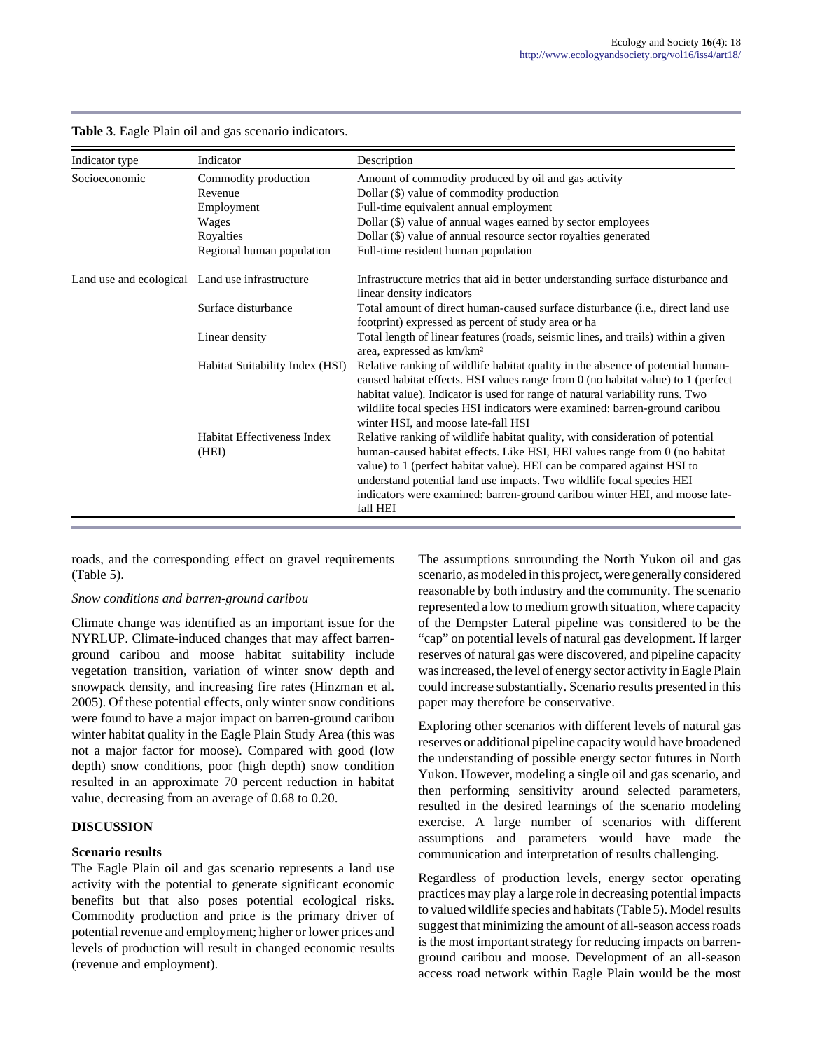**Table 3**. Eagle Plain oil and gas scenario indicators.

| Indicator type | Indicator | Description |
|---|---|---|
| Socioeconomic | Commodity production | Amount of commodity produced by oil and gas activity |
| | Revenue | Dollar ($) value of commodity production |
| | Employment | Full-time equivalent annual employment |
| | Wages | Dollar ($) value of annual wages earned by sector employees |
| | Royalties | Dollar ($) value of annual resource sector royalties generated |
| | Regional human population | Full-time resident human population |
| Land use and ecological | Land use infrastructure | Infrastructure metrics that aid in better understanding surface disturbance and linear density indicators |
| | Surface disturbance | Total amount of direct human-caused surface disturbance (i.e., direct land use footprint) expressed as percent of study area or ha |
| | Linear density | Total length of linear features (roads, seismic lines, and trails) within a given area, expressed as km/km² |
| | Habitat Suitability Index (HSI) | Relative ranking of wildlife habitat quality in the absence of potential human-caused habitat effects. HSI values range from 0 (no habitat value) to 1 (perfect habitat value). Indicator is used for range of natural variability runs. Two wildlife focal species HSI indicators were examined: barren-ground caribou winter HSI, and moose late-fall HSI |
| | Habitat Effectiveness Index (HEI) | Relative ranking of wildlife habitat quality, with consideration of potential human-caused habitat effects. Like HSI, HEI values range from 0 (no habitat value) to 1 (perfect habitat value). HEI can be compared against HSI to understand potential land use impacts. Two wildlife focal species HEI indicators were examined: barren-ground caribou winter HEI, and moose late-fall HEI |

roads, and the corresponding effect on gravel requirements (Table 5).

*Snow conditions and barren-ground caribou*

Climate change was identified as an important issue for the NYRLUP. Climate-induced changes that may affect barren-ground caribou and moose habitat suitability include vegetation transition, variation of winter snow depth and snowpack density, and increasing fire rates (Hinzman et al. 2005). Of these potential effects, only winter snow conditions were found to have a major impact on barren-ground caribou winter habitat quality in the Eagle Plain Study Area (this was not a major factor for moose). Compared with good (low depth) snow conditions, poor (high depth) snow condition resulted in an approximate 70 percent reduction in habitat value, decreasing from an average of 0.68 to 0.20.

## DISCUSSION

### Scenario results

The Eagle Plain oil and gas scenario represents a land use activity with the potential to generate significant economic benefits but that also poses potential ecological risks. Commodity production and price is the primary driver of potential revenue and employment; higher or lower prices and levels of production will result in changed economic results (revenue and employment).

The assumptions surrounding the North Yukon oil and gas scenario, as modeled in this project, were generally considered reasonable by both industry and the community. The scenario represented a low to medium growth situation, where capacity of the Dempster Lateral pipeline was considered to be the "cap" on potential levels of natural gas development. If larger reserves of natural gas were discovered, and pipeline capacity was increased, the level of energy sector activity in Eagle Plain could increase substantially. Scenario results presented in this paper may therefore be conservative.

Exploring other scenarios with different levels of natural gas reserves or additional pipeline capacity would have broadened the understanding of possible energy sector futures in North Yukon. However, modeling a single oil and gas scenario, and then performing sensitivity around selected parameters, resulted in the desired learnings of the scenario modeling exercise. A large number of scenarios with different assumptions and parameters would have made the communication and interpretation of results challenging.

Regardless of production levels, energy sector operating practices may play a large role in decreasing potential impacts to valued wildlife species and habitats (Table 5). Model results suggest that minimizing the amount of all-season access roads is the most important strategy for reducing impacts on barren-ground caribou and moose. Development of an all-season access road network within Eagle Plain would be the most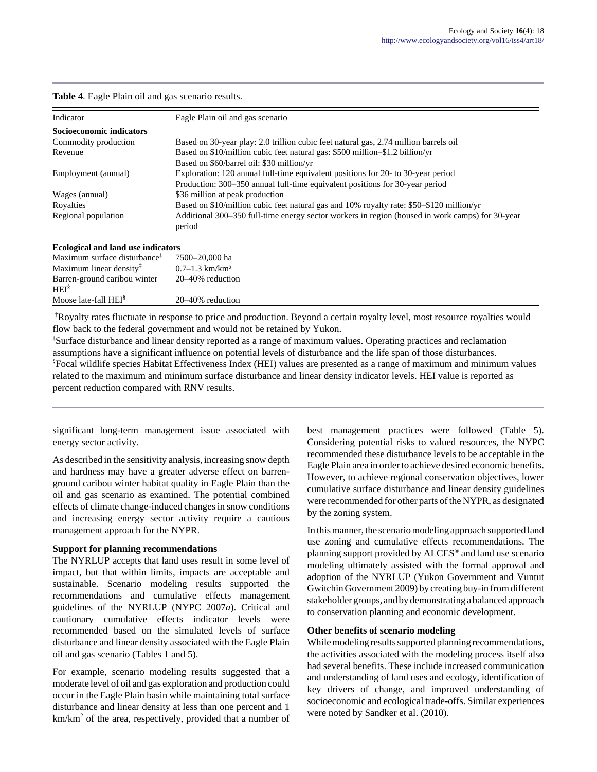**Table 4**. Eagle Plain oil and gas scenario results.

| Indicator | Eagle Plain oil and gas scenario |
|---|---|
| **Socioeconomic indicators** | |
| Commodity production | Based on 30-year play: 2.0 trillion cubic feet natural gas, 2.74 million barrels oil |
| Revenue | Based on \$10/million cubic feet natural gas: \$500 million–\$1.2 billion/yr<br>Based on \$60/barrel oil: \$30 million/yr |
| Employment (annual) | Exploration: 120 annual full-time equivalent positions for 20- to 30-year period<br>Production: 300–350 annual full-time equivalent positions for 30-year period |
| Wages (annual) | \$36 million at peak production |
| Royalties[†] | Based on \$10/million cubic feet natural gas and 10% royalty rate: \$50–\$120 million/yr |
| Regional population | Additional 300–350 full-time energy sector workers in region (housed in work camps) for 30-year period |
| **Ecological and land use indicators** | |
| Maximum surface disturbance[‡] | 7500–20,000 ha |
| Maximum linear density[‡] | 0.7–1.3 $km/km^2$ |
| Barren-ground caribou winter HEI[§] | 20–40% reduction |
| Moose late-fall HEI[§] | 20–40% reduction |

[†]Royalty rates fluctuate in response to price and production. Beyond a certain royalty level, most resource royalties would flow back to the federal government and would not be retained by Yukon.
[‡]Surface disturbance and linear density reported as a range of maximum values. Operating practices and reclamation assumptions have a significant influence on potential levels of disturbance and the life span of those disturbances.
[§]Focal wildlife species Habitat Effectiveness Index (HEI) values are presented as a range of maximum and minimum values related to the maximum and minimum surface disturbance and linear density indicator levels. HEI value is reported as percent reduction compared with RNV results.

significant long-term management issue associated with energy sector activity.

As described in the sensitivity analysis, increasing snow depth and hardness may have a greater adverse effect on barren-ground caribou winter habitat quality in Eagle Plain than the oil and gas scenario as examined. The potential combined effects of climate change-induced changes in snow conditions and increasing energy sector activity require a cautious management approach for the NYPR.

### Support for planning recommendations

The NYRLUP accepts that land uses result in some level of impact, but that within limits, impacts are acceptable and sustainable. Scenario modeling results supported the recommendations and cumulative effects management guidelines of the NYRLUP (NYPC 2007*a*). Critical and cautionary cumulative effects indicator levels were recommended based on the simulated levels of surface disturbance and linear density associated with the Eagle Plain oil and gas scenario (Tables 1 and 5).

For example, scenario modeling results suggested that a moderate level of oil and gas exploration and production could occur in the Eagle Plain basin while maintaining total surface disturbance and linear density at less than one percent and 1 $km/km^2$ of the area, respectively, provided that a number of best management practices were followed (Table 5). Considering potential risks to valued resources, the NYPC recommended these disturbance levels to be acceptable in the Eagle Plain area in order to achieve desired economic benefits. However, to achieve regional conservation objectives, lower cumulative surface disturbance and linear density guidelines were recommended for other parts of the NYPR, as designated by the zoning system.

In this manner, the scenario modeling approach supported land use zoning and cumulative effects recommendations. The planning support provided by ALCES® and land use scenario modeling ultimately assisted with the formal approval and adoption of the NYRLUP (Yukon Government and Vuntut Gwitchin Government 2009) by creating buy-in from different stakeholder groups, and by demonstrating a balanced approach to conservation planning and economic development.

### Other benefits of scenario modeling

While modeling results supported planning recommendations, the activities associated with the modeling process itself also had several benefits. These include increased communication and understanding of land uses and ecology, identification of key drivers of change, and improved understanding of socioeconomic and ecological trade-offs. Similar experiences were noted by Sandker et al. (2010).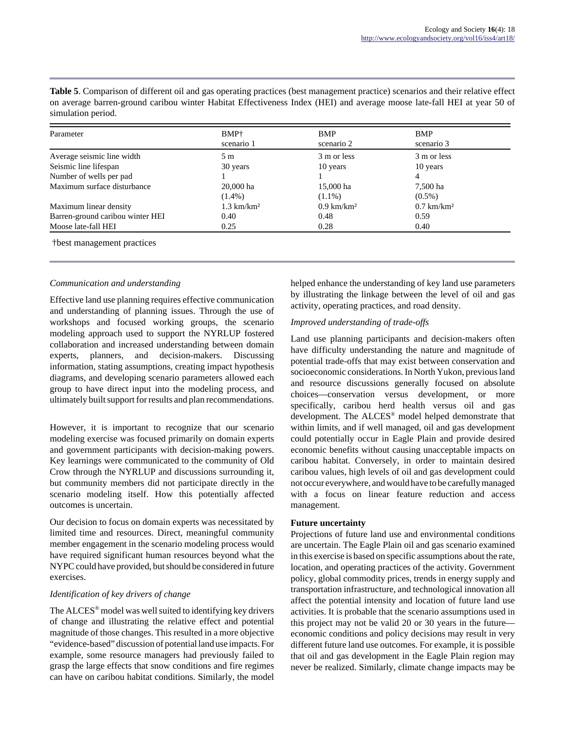**Table 5**. Comparison of different oil and gas operating practices (best management practice) scenarios and their relative effect on average barren-ground caribou winter Habitat Effectiveness Index (HEI) and average moose late-fall HEI at year 50 of simulation period.

| Parameter | BMP† scenario 1 | BMP scenario 2 | BMP scenario 3 |
|---|---|---|---|
| Average seismic line width | 5 m | 3 m or less | 3 m or less |
| Seismic line lifespan | 30 years | 10 years | 10 years |
| Number of wells per pad | 1 | 1 | 4 |
| Maximum surface disturbance | 20,000 ha (1.4%) | 15,000 ha (1.1%) | 7,500 ha (0.5%) |
| Maximum linear density | 1.3 km/km² | 0.9 km/km² | 0.7 km/km² |
| Barren-ground caribou winter HEI | 0.40 | 0.48 | 0.59 |
| Moose late-fall HEI | 0.25 | 0.28 | 0.40 |

†best management practices

*Communication and understanding*

Effective land use planning requires effective communication and understanding of planning issues. Through the use of workshops and focused working groups, the scenario modeling approach used to support the NYRLUP fostered collaboration and increased understanding between domain experts, planners, and decision-makers. Discussing information, stating assumptions, creating impact hypothesis diagrams, and developing scenario parameters allowed each group to have direct input into the modeling process, and ultimately built support for results and plan recommendations.

However, it is important to recognize that our scenario modeling exercise was focused primarily on domain experts and government participants with decision-making powers. Key learnings were communicated to the community of Old Crow through the NYRLUP and discussions surrounding it, but community members did not participate directly in the scenario modeling itself. How this potentially affected outcomes is uncertain.

Our decision to focus on domain experts was necessitated by limited time and resources. Direct, meaningful community member engagement in the scenario modeling process would have required significant human resources beyond what the NYPC could have provided, but should be considered in future exercises.

*Identification of key drivers of change*

The ALCES® model was well suited to identifying key drivers of change and illustrating the relative effect and potential magnitude of those changes. This resulted in a more objective "evidence-based" discussion of potential land use impacts. For example, some resource managers had previously failed to grasp the large effects that snow conditions and fire regimes can have on caribou habitat conditions. Similarly, the model helped enhance the understanding of key land use parameters by illustrating the linkage between the level of oil and gas activity, operating practices, and road density.

*Improved understanding of trade-offs*

Land use planning participants and decision-makers often have difficulty understanding the nature and magnitude of potential trade-offs that may exist between conservation and socioeconomic considerations. In North Yukon, previous land and resource discussions generally focused on absolute choices—conservation versus development, or more specifically, caribou herd health versus oil and gas development. The ALCES® model helped demonstrate that within limits, and if well managed, oil and gas development could potentially occur in Eagle Plain and provide desired economic benefits without causing unacceptable impacts on caribou habitat. Conversely, in order to maintain desired caribou values, high levels of oil and gas development could not occur everywhere, and would have to be carefully managed with a focus on linear feature reduction and access management.

**Future uncertainty**

Projections of future land use and environmental conditions are uncertain. The Eagle Plain oil and gas scenario examined in this exercise is based on specific assumptions about the rate, location, and operating practices of the activity. Government policy, global commodity prices, trends in energy supply and transportation infrastructure, and technological innovation all affect the potential intensity and location of future land use activities. It is probable that the scenario assumptions used in this project may not be valid 20 or 30 years in the future—economic conditions and policy decisions may result in very different future land use outcomes. For example, it is possible that oil and gas development in the Eagle Plain region may never be realized. Similarly, climate change impacts may be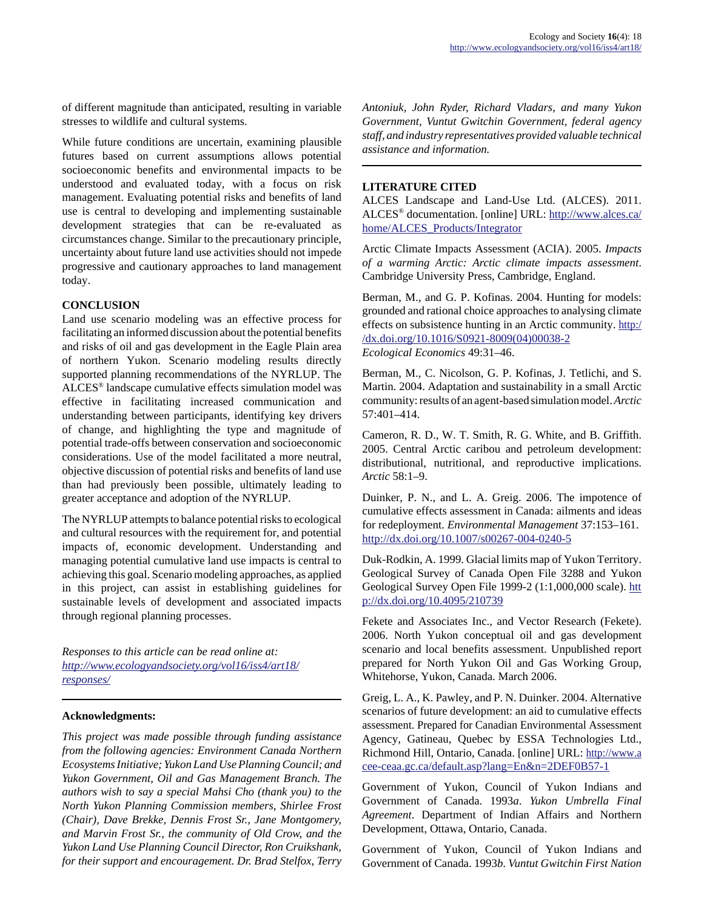of different magnitude than anticipated, resulting in variable stresses to wildlife and cultural systems.

While future conditions are uncertain, examining plausible futures based on current assumptions allows potential socioeconomic benefits and environmental impacts to be understood and evaluated today, with a focus on risk management. Evaluating potential risks and benefits of land use is central to developing and implementing sustainable development strategies that can be re-evaluated as circumstances change. Similar to the precautionary principle, uncertainty about future land use activities should not impede progressive and cautionary approaches to land management today.

## CONCLUSION

Land use scenario modeling was an effective process for facilitating an informed discussion about the potential benefits and risks of oil and gas development in the Eagle Plain area of northern Yukon. Scenario modeling results directly supported planning recommendations of the NYRLUP. The ALCES® landscape cumulative effects simulation model was effective in facilitating increased communication and understanding between participants, identifying key drivers of change, and highlighting the type and magnitude of potential trade-offs between conservation and socioeconomic considerations. Use of the model facilitated a more neutral, objective discussion of potential risks and benefits of land use than had previously been possible, ultimately leading to greater acceptance and adoption of the NYRLUP.

The NYRLUP attempts to balance potential risks to ecological and cultural resources with the requirement for, and potential impacts of, economic development. Understanding and managing potential cumulative land use impacts is central to achieving this goal. Scenario modeling approaches, as applied in this project, can assist in establishing guidelines for sustainable levels of development and associated impacts through regional planning processes.

*Responses to this article can be read online at:*
*http://www.ecologyandsociety.org/vol16/iss4/art18/responses/*

---

## Acknowledgments:

*This project was made possible through funding assistance from the following agencies: Environment Canada Northern Ecosystems Initiative; Yukon Land Use Planning Council; and Yukon Government, Oil and Gas Management Branch. The authors wish to say a special Mahsi Cho (thank you) to the North Yukon Planning Commission members, Shirlee Frost (Chair), Dave Brekke, Dennis Frost Sr., Jane Montgomery, and Marvin Frost Sr., the community of Old Crow, and the Yukon Land Use Planning Council Director, Ron Cruikshank, for their support and encouragement. Dr. Brad Stelfox, Terry Antoniuk, John Ryder, Richard Vladars, and many Yukon Government, Vuntut Gwitchin Government, federal agency staff, and industry representatives provided valuable technical assistance and information.*

---

## LITERATURE CITED

ALCES Landscape and Land-Use Ltd. (ALCES). 2011. ALCES® documentation. [online] URL: http://www.alces.ca/home/ALCES_Products/Integrator

Arctic Climate Impacts Assessment (ACIA). 2005. *Impacts of a warming Arctic: Arctic climate impacts assessment*. Cambridge University Press, Cambridge, England.

Berman, M., and G. P. Kofinas. 2004. Hunting for models: grounded and rational choice approaches to analysing climate effects on subsistence hunting in an Arctic community. http://dx.doi.org/10.1016/S0921-8009(04)00038-2 *Ecological Economics* 49:31–46.

Berman, M., C. Nicolson, G. P. Kofinas, J. Tetlichi, and S. Martin. 2004. Adaptation and sustainability in a small Arctic community: results of an agent-based simulation model. *Arctic* 57:401–414.

Cameron, R. D., W. T. Smith, R. G. White, and B. Griffith. 2005. Central Arctic caribou and petroleum development: distributional, nutritional, and reproductive implications. *Arctic* 58:1–9.

Duinker, P. N., and L. A. Greig. 2006. The impotence of cumulative effects assessment in Canada: ailments and ideas for redeployment. *Environmental Management* 37:153–161. http://dx.doi.org/10.1007/s00267-004-0240-5

Duk-Rodkin, A. 1999. Glacial limits map of Yukon Territory. Geological Survey of Canada Open File 3288 and Yukon Geological Survey Open File 1999-2 (1:1,000,000 scale). http://dx.doi.org/10.4095/210739

Fekete and Associates Inc., and Vector Research (Fekete). 2006. North Yukon conceptual oil and gas development scenario and local benefits assessment. Unpublished report prepared for North Yukon Oil and Gas Working Group, Whitehorse, Yukon, Canada. March 2006.

Greig, L. A., K. Pawley, and P. N. Duinker. 2004. Alternative scenarios of future development: an aid to cumulative effects assessment. Prepared for Canadian Environmental Assessment Agency, Gatineau, Quebec by ESSA Technologies Ltd., Richmond Hill, Ontario, Canada. [online] URL: http://www.acee-ceaa.gc.ca/default.asp?lang=En&n=2DEF0B57-1

Government of Yukon, Council of Yukon Indians and Government of Canada. 1993*a*. *Yukon Umbrella Final Agreement*. Department of Indian Affairs and Northern Development, Ottawa, Ontario, Canada.

Government of Yukon, Council of Yukon Indians and Government of Canada. 1993*b*. *Vuntut Gwitchin First Nation*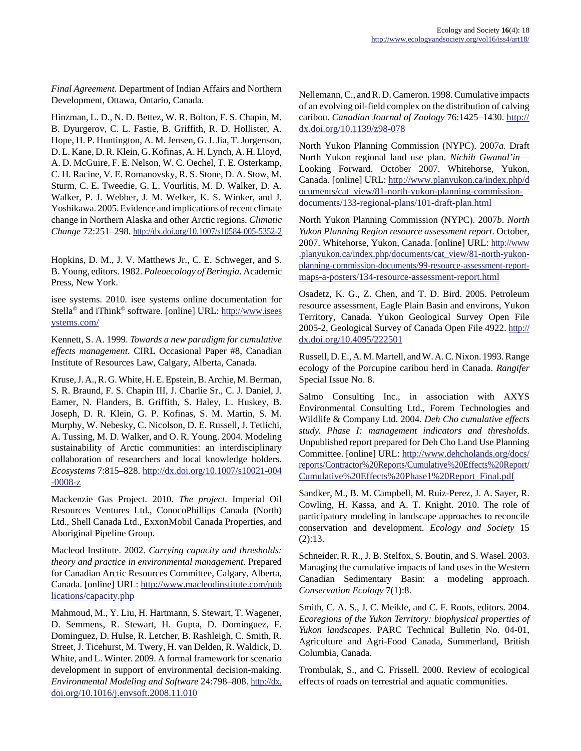*Final Agreement*. Department of Indian Affairs and Northern Development, Ottawa, Ontario, Canada.

Hinzman, L. D., N. D. Bettez, W. R. Bolton, F. S. Chapin, M. B. Dyurgerov, C. L. Fastie, B. Griffith, R. D. Hollister, A. Hope, H. P. Huntington, A. M. Jensen, G. J. Jia, T. Jorgenson, D. L. Kane, D. R. Klein, G. Kofinas, A. H. Lynch, A. H. Lloyd, A. D. McGuire, F. E. Nelson, W. C. Oechel, T. E. Osterkamp, C. H. Racine, V. E. Romanovsky, R. S. Stone, D. A. Stow, M. Sturm, C. E. Tweedie, G. L. Vourlitis, M. D. Walker, D. A. Walker, P. J. Webber, J. M. Welker, K. S. Winker, and J. Yoshikawa. 2005. Evidence and implications of recent climate change in Northern Alaska and other Arctic regions. *Climatic Change* 72:251–298. http://dx.doi.org/10.1007/s10584-005-5352-2

Hopkins, D. M., J. V. Matthews Jr., C. E. Schweger, and S. B. Young, editors. 1982. *Paleoecology of Beringia*. Academic Press, New York.

isee systems. 2010. isee systems online documentation for Stella© and iThink© software. [online] URL: http://www.iseesystems.com/

Kennett, S. A. 1999. *Towards a new paradigm for cumulative effects management*. CIRL Occasional Paper #8, Canadian Institute of Resources Law, Calgary, Alberta, Canada.

Kruse, J. A., R. G. White, H. E. Epstein, B. Archie, M. Berman, S. R. Braund, F. S. Chapin III, J. Charlie Sr., C. J. Daniel, J. Eamer, N. Flanders, B. Griffith, S. Haley, L. Huskey, B. Joseph, D. R. Klein, G. P. Kofinas, S. M. Martin, S. M. Murphy, W. Nebesky, C. Nicolson, D. E. Russell, J. Tetlichi, A. Tussing, M. D. Walker, and O. R. Young. 2004. Modeling sustainability of Arctic communities: an interdisciplinary collaboration of researchers and local knowledge holders. *Ecosystems* 7:815–828. http://dx.doi.org/10.1007/s10021-004-0008-z

Mackenzie Gas Project. 2010. *The project*. Imperial Oil Resources Ventures Ltd., ConocoPhillips Canada (North) Ltd., Shell Canada Ltd., ExxonMobil Canada Properties, and Aboriginal Pipeline Group.

Macleod Institute. 2002. *Carrying capacity and thresholds: theory and practice in environmental management*. Prepared for Canadian Arctic Resources Committee, Calgary, Alberta, Canada. [online] URL: http://www.macleodinstitute.com/publications/capacity.php

Mahmoud, M., Y. Liu, H. Hartmann, S. Stewart, T. Wagener, D. Semmens, R. Stewart, H. Gupta, D. Dominguez, F. Dominguez, D. Hulse, R. Letcher, B. Rashleigh, C. Smith, R. Street, J. Ticehurst, M. Twery, H. van Delden, R. Waldick, D. White, and L. Winter. 2009. A formal framework for scenario development in support of environmental decision-making. *Environmental Modeling and Software* 24:798–808. http://dx.doi.org/10.1016/j.envsoft.2008.11.010

Nellemann, C., and R. D. Cameron. 1998. Cumulative impacts of an evolving oil-field complex on the distribution of calving caribou. *Canadian Journal of Zoology* 76:1425–1430. http://dx.doi.org/10.1139/z98-078

North Yukon Planning Commission (NYPC). 2007*a*. Draft North Yukon regional land use plan. *Nichih Gwanal'in*—Looking Forward. October 2007. Whitehorse, Yukon, Canada. [online] URL: http://www.planyukon.ca/index.php/documents/cat_view/81-north-yukon-planning-commission-documents/133-regional-plans/101-draft-plan.html

North Yukon Planning Commission (NYPC). 2007*b*. *North Yukon Planning Region resource assessment report*. October, 2007. Whitehorse, Yukon, Canada. [online] URL: http://www.planyukon.ca/index.php/documents/cat_view/81-north-yukon-planning-commission-documents/99-resource-assessment-report-maps-a-posters/134-resource-assessment-report.html

Osadetz, K. G., Z. Chen, and T. D. Bird. 2005. Petroleum resource assessment, Eagle Plain Basin and environs, Yukon Territory, Canada. Yukon Geological Survey Open File 2005-2, Geological Survey of Canada Open File 4922. http://dx.doi.org/10.4095/222501

Russell, D. E., A. M. Martell, and W. A. C. Nixon. 1993. Range ecology of the Porcupine caribou herd in Canada. *Rangifer* Special Issue No. 8.

Salmo Consulting Inc., in association with AXYS Environmental Consulting Ltd., Forem Technologies and Wildlife & Company Ltd. 2004. *Deh Cho cumulative effects study. Phase I: management indicators and thresholds*. Unpublished report prepared for Deh Cho Land Use Planning Committee. [online] URL: http://www.dehcholands.org/docs/reports/Contractor%20Reports/Cumulative%20Effects%20Report/Cumulative%20Effects%20Phase1%20Report_Final.pdf

Sandker, M., B. M. Campbell, M. Ruiz-Perez, J. A. Sayer, R. Cowling, H. Kassa, and A. T. Knight. 2010. The role of participatory modeling in landscape approaches to reconcile conservation and development. *Ecology and Society* 15 (2):13.

Schneider, R. R., J. B. Stelfox, S. Boutin, and S. Wasel. 2003. Managing the cumulative impacts of land uses in the Western Canadian Sedimentary Basin: a modeling approach. *Conservation Ecology* 7(1):8.

Smith, C. A. S., J. C. Meikle, and C. F. Roots, editors. 2004. *Ecoregions of the Yukon Territory: biophysical properties of Yukon landscapes*. PARC Technical Bulletin No. 04-01, Agriculture and Agri-Food Canada, Summerland, British Columbia, Canada.

Trombulak, S., and C. Frissell. 2000. Review of ecological effects of roads on terrestrial and aquatic communities.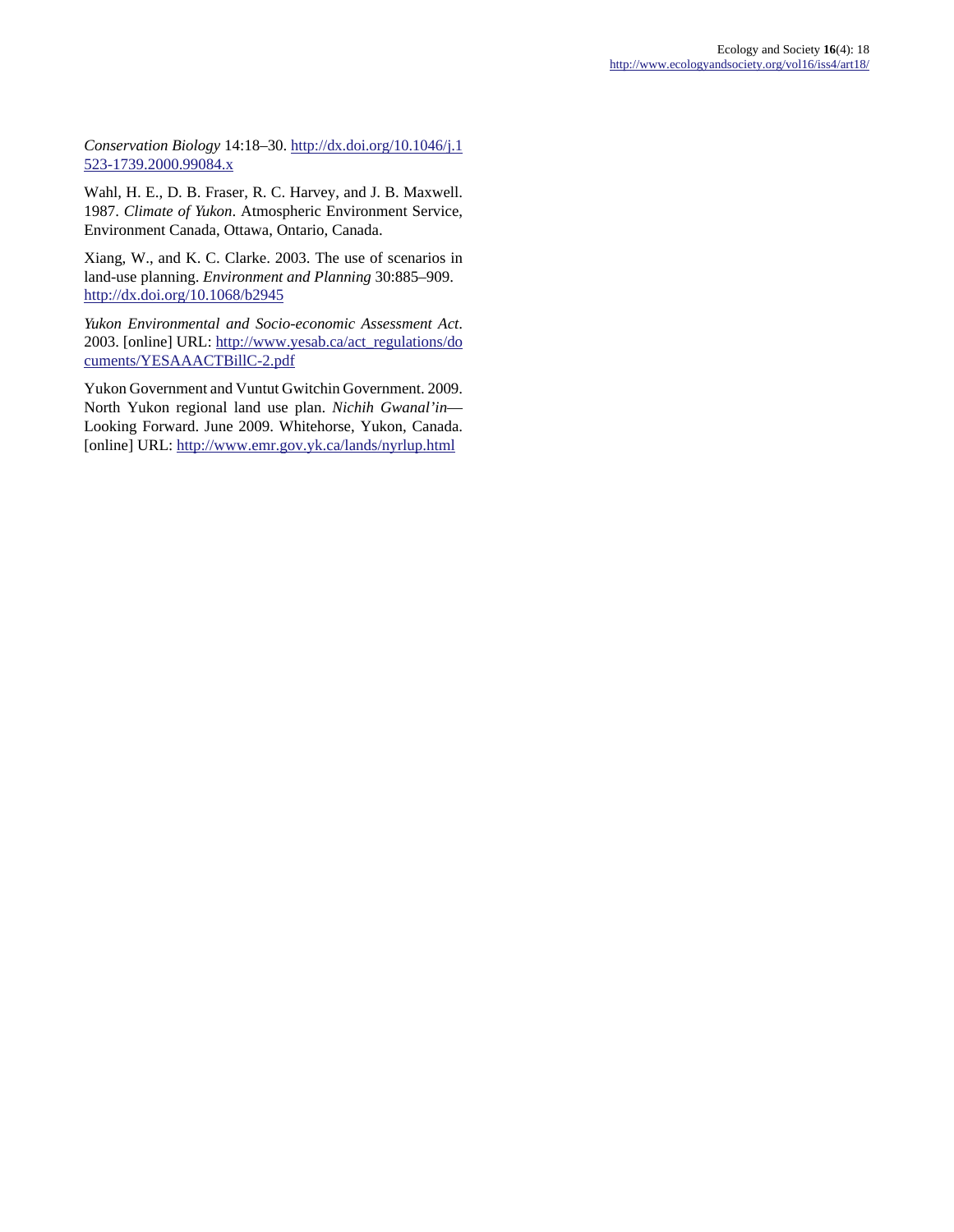*Conservation Biology* 14:18–30. http://dx.doi.org/10.1046/j.1523-1739.2000.99084.x

Wahl, H. E., D. B. Fraser, R. C. Harvey, and J. B. Maxwell. 1987. *Climate of Yukon*. Atmospheric Environment Service, Environment Canada, Ottawa, Ontario, Canada.

Xiang, W., and K. C. Clarke. 2003. The use of scenarios in land-use planning. *Environment and Planning* 30:885–909. http://dx.doi.org/10.1068/b2945

*Yukon Environmental and Socio-economic Assessment Act*. 2003. [online] URL: http://www.yesab.ca/act_regulations/documents/YESAAACTBillC-2.pdf

Yukon Government and Vuntut Gwitchin Government. 2009. North Yukon regional land use plan. *Nichih Gwanal'in*—Looking Forward. June 2009. Whitehorse, Yukon, Canada. [online] URL: http://www.emr.gov.yk.ca/lands/nyrlup.html